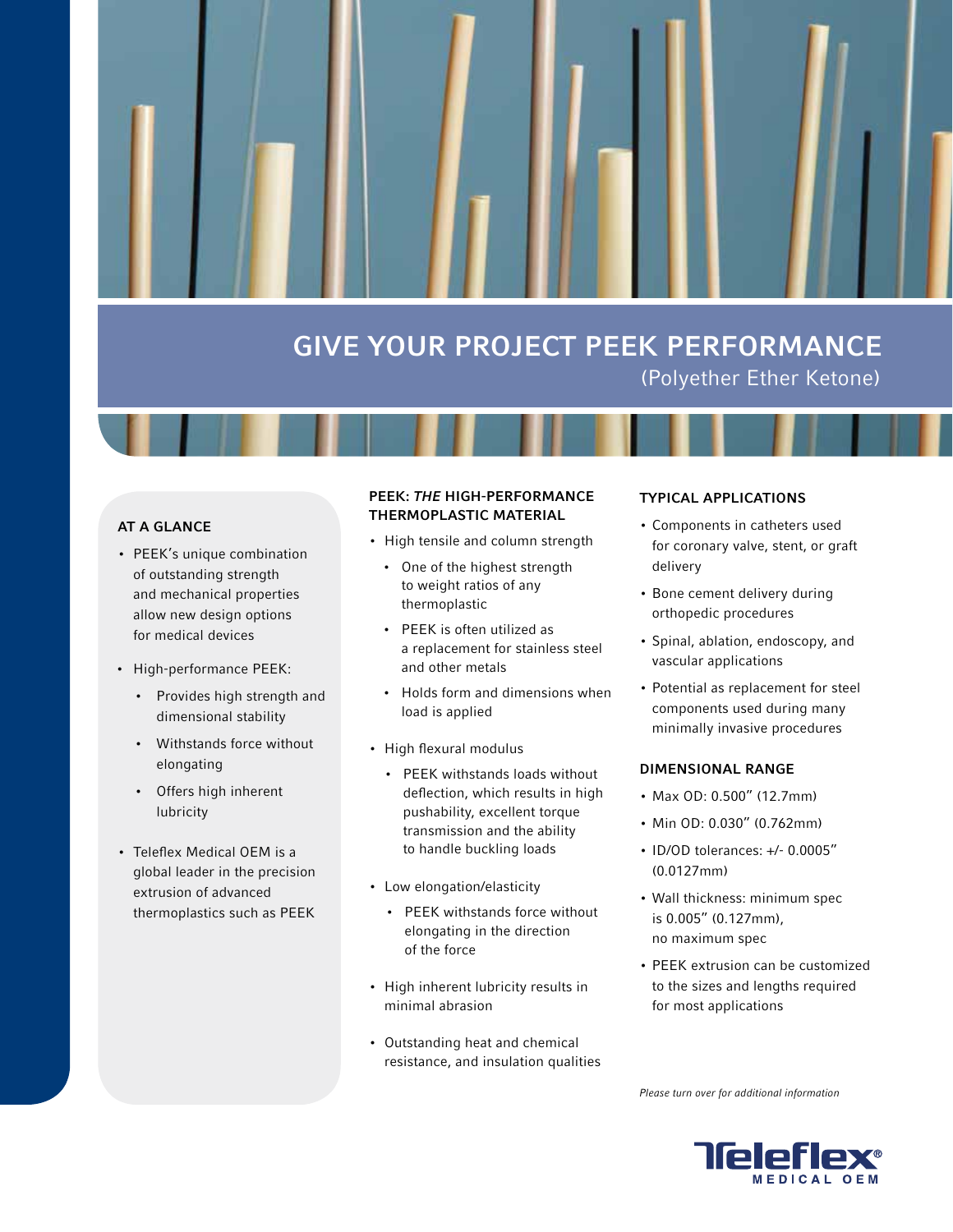# GIVE YOUR PROJECT PEEK PERFORMANCE

(Polyether Ether Ketone)

## AT A GLANCE

- PEEK's unique combination of outstanding strength and mechanical properties allow new design options for medical devices
- High-performance PEEK:
  - Provides high strength and dimensional stability
  - Withstands force without elongating
  - Offers high inherent lubricity
- Teleflex Medical OEM is a global leader in the precision extrusion of advanced thermoplastics such as PEEK

## PEEK: *THE* HIGH-PERFORMANCE THERMOPLASTIC MATERIAL

- High tensile and column strength
  - One of the highest strength to weight ratios of any thermoplastic
  - PEEK is often utilized as a replacement for stainless steel and other metals
  - Holds form and dimensions when load is applied
- High flexural modulus
  - PEEK withstands loads without deflection, which results in high pushability, excellent torque transmission and the ability to handle buckling loads
- Low elongation/elasticity
  - PEEK withstands force without elongating in the direction of the force
- High inherent lubricity results in minimal abrasion
- Outstanding heat and chemical resistance, and insulation qualities

## TYPICAL APPLICATIONS

- Components in catheters used for coronary valve, stent, or graft delivery
- Bone cement delivery during orthopedic procedures
- Spinal, ablation, endoscopy, and vascular applications
- Potential as replacement for steel components used during many minimally invasive procedures

## DIMENSIONAL RANGE

- Max OD: 0.500" (12.7mm)
- Min OD: 0.030" (0.762mm)
- ID/OD tolerances: +/- 0.0005" (0.0127mm)
- Wall thickness: minimum spec is 0.005" (0.127mm), no maximum spec
- PEEK extrusion can be customized to the sizes and lengths required for most applications

*Please turn over for additional information*

Teleflex® MEDICAL OEM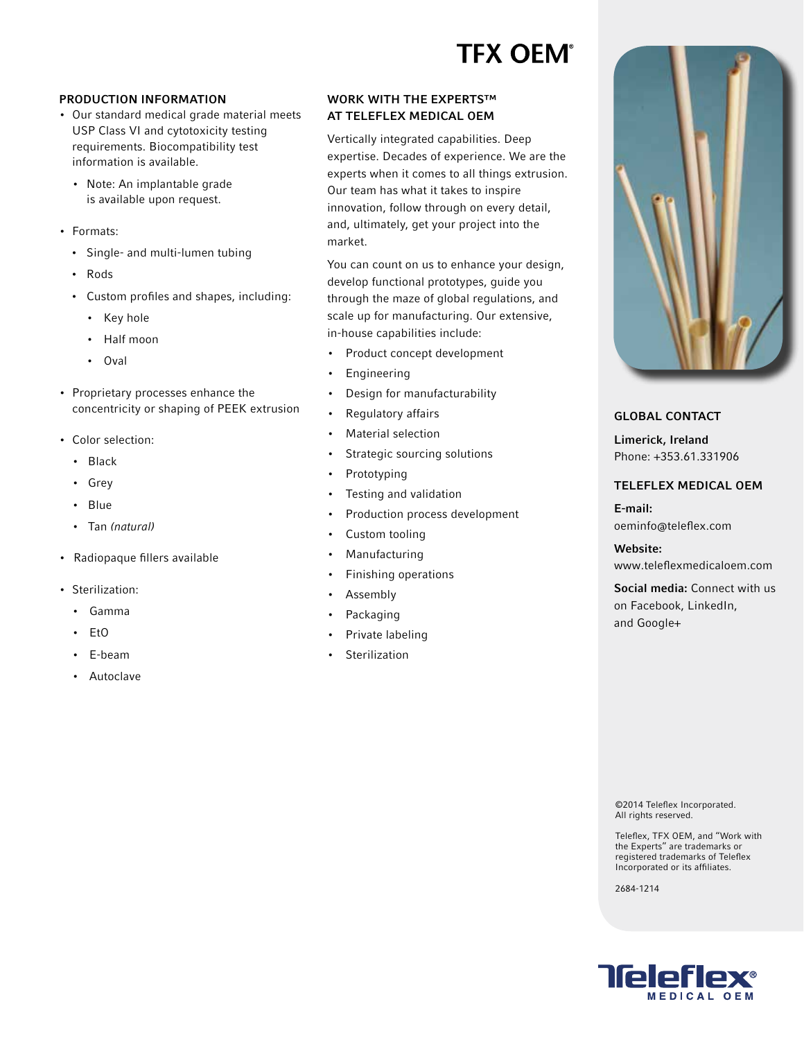TFX OEM®

## PRODUCTION INFORMATION

- Our standard medical grade material meets USP Class VI and cytotoxicity testing requirements. Biocompatibility test information is available.
  - Note: An implantable grade is available upon request.
- Formats:
  - Single- and multi-lumen tubing
  - Rods
  - Custom profiles and shapes, including:
    - Key hole
    - Half moon
    - Oval
- Proprietary processes enhance the concentricity or shaping of PEEK extrusion
- Color selection:
  - Black
  - Grey
  - Blue
  - Tan *(natural)*
- Radiopaque fillers available
- Sterilization:
  - Gamma
  - EtO
  - E-beam
  - Autoclave

## WORK WITH THE EXPERTS™ AT TELEFLEX MEDICAL OEM

Vertically integrated capabilities. Deep expertise. Decades of experience. We are the experts when it comes to all things extrusion. Our team has what it takes to inspire innovation, follow through on every detail, and, ultimately, get your project into the market.

You can count on us to enhance your design, develop functional prototypes, guide you through the maze of global regulations, and scale up for manufacturing. Our extensive, in-house capabilities include:

- Product concept development
- Engineering
- Design for manufacturability
- Regulatory affairs
- Material selection
- Strategic sourcing solutions
- Prototyping
- Testing and validation
- Production process development
- Custom tooling
- Manufacturing
- Finishing operations
- Assembly
- Packaging
- Private labeling
- Sterilization

## GLOBAL CONTACT

**Limerick, Ireland**
Phone: +353.61.331906

## TELEFLEX MEDICAL OEM

**E-mail:**
oeminfo@teleflex.com

**Website:**
www.teleflexmedicaloem.com

**Social media:** Connect with us on Facebook, LinkedIn, and Google+

©2014 Teleflex Incorporated. All rights reserved.

Teleflex, TFX OEM, and "Work with the Experts" are trademarks or registered trademarks of Teleflex Incorporated or its affiliates.

2684-1214

Teleflex® MEDICAL OEM